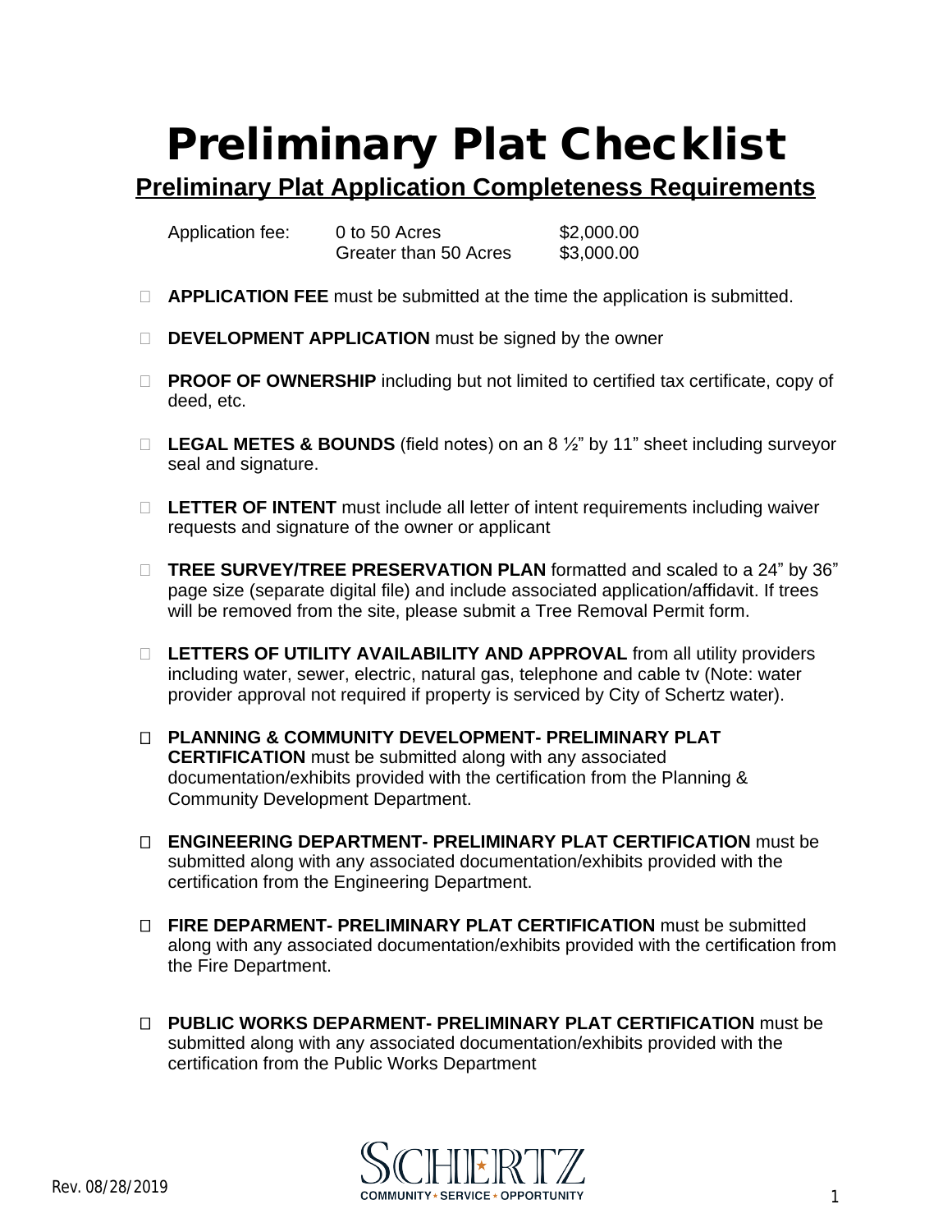# Preliminary Plat Checklist

## Preliminary Plat Application Completeness Requirements

| Application fee: | 0 to 50 Acres | $2,000.00 |
|---|---|---|
| | Greater than 50 Acres | $3,000.00 |

- ☐ **APPLICATION FEE** must be submitted at the time the application is submitted.
- ☐ **DEVELOPMENT APPLICATION** must be signed by the owner
- ☐ **PROOF OF OWNERSHIP** including but not limited to certified tax certificate, copy of deed, etc.
- ☐ **LEGAL METES & BOUNDS** (field notes) on an 8 ½" by 11" sheet including surveyor seal and signature.
- ☐ **LETTER OF INTENT** must include all letter of intent requirements including waiver requests and signature of the owner or applicant
- ☐ **TREE SURVEY/TREE PRESERVATION PLAN** formatted and scaled to a 24" by 36" page size (separate digital file) and include associated application/affidavit. If trees will be removed from the site, please submit a Tree Removal Permit form.
- ☐ **LETTERS OF UTILITY AVAILABILITY AND APPROVAL** from all utility providers including water, sewer, electric, natural gas, telephone and cable tv (Note: water provider approval not required if property is serviced by City of Schertz water).
- ☐ **PLANNING & COMMUNITY DEVELOPMENT- PRELIMINARY PLAT CERTIFICATION** must be submitted along with any associated documentation/exhibits provided with the certification from the Planning & Community Development Department.
- ☐ **ENGINEERING DEPARTMENT- PRELIMINARY PLAT CERTIFICATION** must be submitted along with any associated documentation/exhibits provided with the certification from the Engineering Department.
- ☐ **FIRE DEPARMENT- PRELIMINARY PLAT CERTIFICATION** must be submitted along with any associated documentation/exhibits provided with the certification from the Fire Department.
- ☐ **PUBLIC WORKS DEPARMENT- PRELIMINARY PLAT CERTIFICATION** must be submitted along with any associated documentation/exhibits provided with the certification from the Public Works Department

Rev. 08/28/2019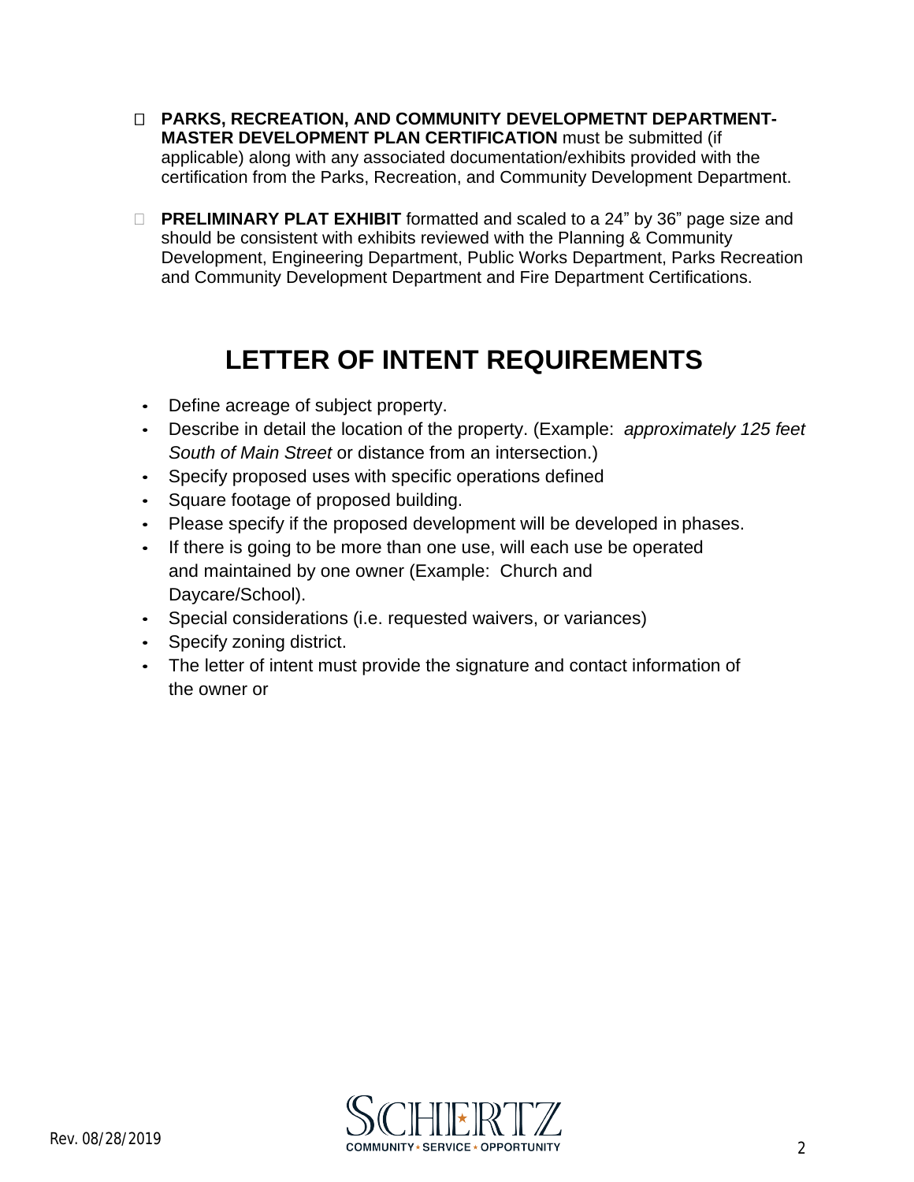- **PARKS, RECREATION, AND COMMUNITY DEVELOPMETNT DEPARTMENT-MASTER DEVELOPMENT PLAN CERTIFICATION** must be submitted (if applicable) along with any associated documentation/exhibits provided with the certification from the Parks, Recreation, and Community Development Department.

- **PRELIMINARY PLAT EXHIBIT** formatted and scaled to a 24" by 36" page size and should be consistent with exhibits reviewed with the Planning & Community Development, Engineering Department, Public Works Department, Parks Recreation and Community Development Department and Fire Department Certifications.

# LETTER OF INTENT REQUIREMENTS

- Define acreage of subject property.
- Describe in detail the location of the property. (Example: *approximately 125 feet South of Main Street* or distance from an intersection.)
- Specify proposed uses with specific operations defined
- Square footage of proposed building.
- Please specify if the proposed development will be developed in phases.
- If there is going to be more than one use, will each use be operated and maintained by one owner (Example: Church and Daycare/School).
- Special considerations (i.e. requested waivers, or variances)
- Specify zoning district.
- The letter of intent must provide the signature and contact information of the owner or

Rev. 08/28/2019